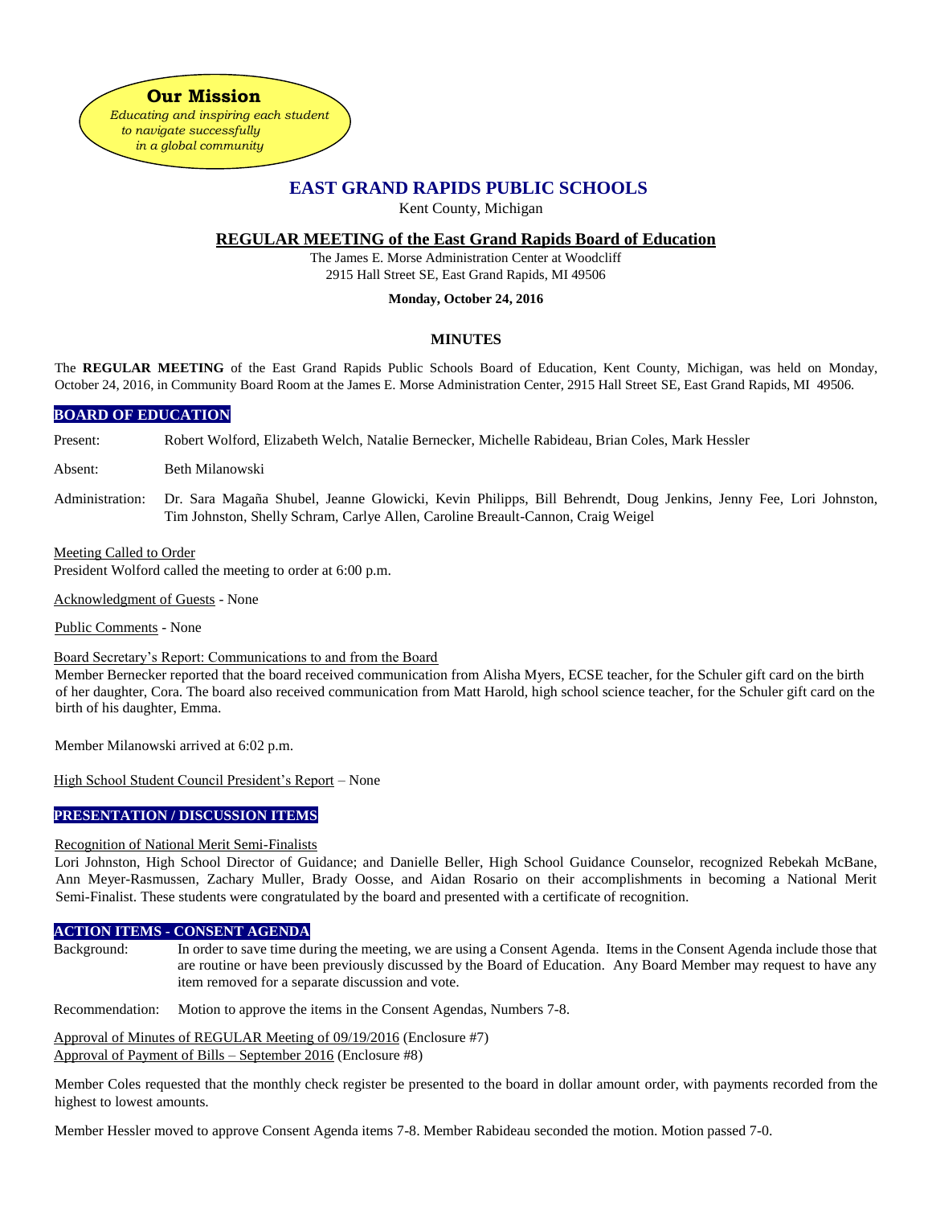**Our Mission**

*Educating and inspiring each student to navigate successfully in a global community*

# EAST GRAND RAPIDS PUBLIC SCHOOLS

Kent County, Michigan

## REGULAR MEETING of the East Grand Rapids Board of Education

The James E. Morse Administration Center at Woodcliff
2915 Hall Street SE, East Grand Rapids, MI 49506

**Monday, October 24, 2016**

### MINUTES

The **REGULAR MEETING** of the East Grand Rapids Public Schools Board of Education, Kent County, Michigan, was held on Monday, October 24, 2016, in Community Board Room at the James E. Morse Administration Center, 2915 Hall Street SE, East Grand Rapids, MI 49506.

### BOARD OF EDUCATION

Present: Robert Wolford, Elizabeth Welch, Natalie Bernecker, Michelle Rabideau, Brian Coles, Mark Hessler

Absent: Beth Milanowski

Administration: Dr. Sara Magaña Shubel, Jeanne Glowicki, Kevin Philipps, Bill Behrendt, Doug Jenkins, Jenny Fee, Lori Johnston, Tim Johnston, Shelly Schram, Carlye Allen, Caroline Breault-Cannon, Craig Weigel

Meeting Called to Order
President Wolford called the meeting to order at 6:00 p.m.

Acknowledgment of Guests - None

Public Comments - None

Board Secretary's Report: Communications to and from the Board
Member Bernecker reported that the board received communication from Alisha Myers, ECSE teacher, for the Schuler gift card on the birth of her daughter, Cora. The board also received communication from Matt Harold, high school science teacher, for the Schuler gift card on the birth of his daughter, Emma.

Member Milanowski arrived at 6:02 p.m.

High School Student Council President's Report – None

### PRESENTATION / DISCUSSION ITEMS

Recognition of National Merit Semi-Finalists
Lori Johnston, High School Director of Guidance; and Danielle Beller, High School Guidance Counselor, recognized Rebekah McBane, Ann Meyer-Rasmussen, Zachary Muller, Brady Oosse, and Aidan Rosario on their accomplishments in becoming a National Merit Semi-Finalist. These students were congratulated by the board and presented with a certificate of recognition.

### ACTION ITEMS - CONSENT AGENDA

Background: In order to save time during the meeting, we are using a Consent Agenda. Items in the Consent Agenda include those that are routine or have been previously discussed by the Board of Education. Any Board Member may request to have any item removed for a separate discussion and vote.

Recommendation: Motion to approve the items in the Consent Agendas, Numbers 7-8.

Approval of Minutes of REGULAR Meeting of 09/19/2016 (Enclosure #7)
Approval of Payment of Bills – September 2016 (Enclosure #8)

Member Coles requested that the monthly check register be presented to the board in dollar amount order, with payments recorded from the highest to lowest amounts.

Member Hessler moved to approve Consent Agenda items 7-8. Member Rabideau seconded the motion. Motion passed 7-0.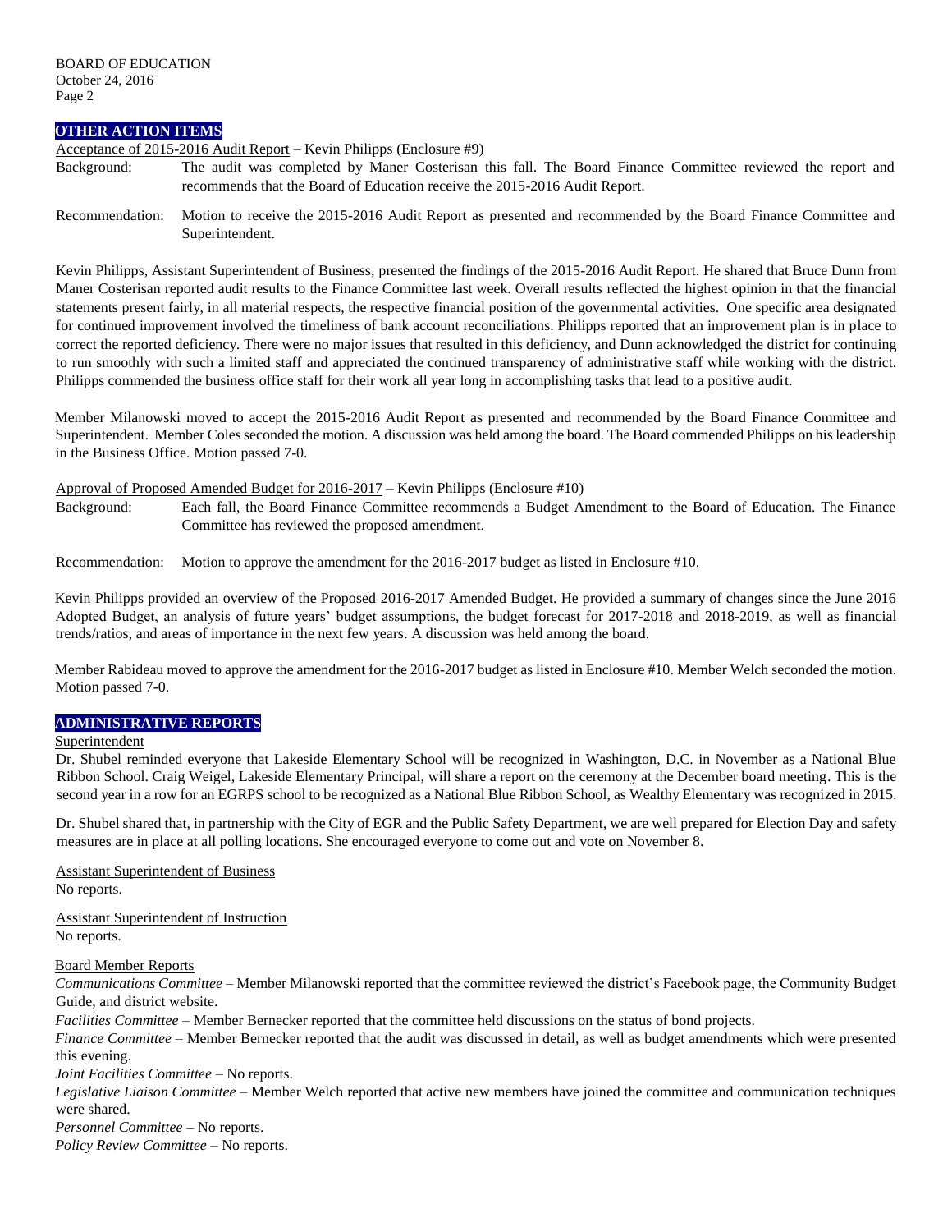## OTHER ACTION ITEMS

Acceptance of 2015-2016 Audit Report – Kevin Philipps (Enclosure #9)

Background: The audit was completed by Maner Costerisan this fall. The Board Finance Committee reviewed the report and recommends that the Board of Education receive the 2015-2016 Audit Report.

Recommendation: Motion to receive the 2015-2016 Audit Report as presented and recommended by the Board Finance Committee and Superintendent.

Kevin Philipps, Assistant Superintendent of Business, presented the findings of the 2015-2016 Audit Report. He shared that Bruce Dunn from Maner Costerisan reported audit results to the Finance Committee last week. Overall results reflected the highest opinion in that the financial statements present fairly, in all material respects, the respective financial position of the governmental activities. One specific area designated for continued improvement involved the timeliness of bank account reconciliations. Philipps reported that an improvement plan is in place to correct the reported deficiency. There were no major issues that resulted in this deficiency, and Dunn acknowledged the district for continuing to run smoothly with such a limited staff and appreciated the continued transparency of administrative staff while working with the district. Philipps commended the business office staff for their work all year long in accomplishing tasks that lead to a positive audit.

Member Milanowski moved to accept the 2015-2016 Audit Report as presented and recommended by the Board Finance Committee and Superintendent. Member Coles seconded the motion. A discussion was held among the board. The Board commended Philipps on his leadership in the Business Office. Motion passed 7-0.

Approval of Proposed Amended Budget for 2016-2017 – Kevin Philipps (Enclosure #10)

Background: Each fall, the Board Finance Committee recommends a Budget Amendment to the Board of Education. The Finance Committee has reviewed the proposed amendment.

Recommendation: Motion to approve the amendment for the 2016-2017 budget as listed in Enclosure #10.

Kevin Philipps provided an overview of the Proposed 2016-2017 Amended Budget. He provided a summary of changes since the June 2016 Adopted Budget, an analysis of future years' budget assumptions, the budget forecast for 2017-2018 and 2018-2019, as well as financial trends/ratios, and areas of importance in the next few years. A discussion was held among the board.

Member Rabideau moved to approve the amendment for the 2016-2017 budget as listed in Enclosure #10. Member Welch seconded the motion. Motion passed 7-0.

## ADMINISTRATIVE REPORTS

Superintendent

Dr. Shubel reminded everyone that Lakeside Elementary School will be recognized in Washington, D.C. in November as a National Blue Ribbon School. Craig Weigel, Lakeside Elementary Principal, will share a report on the ceremony at the December board meeting. This is the second year in a row for an EGRPS school to be recognized as a National Blue Ribbon School, as Wealthy Elementary was recognized in 2015.

Dr. Shubel shared that, in partnership with the City of EGR and the Public Safety Department, we are well prepared for Election Day and safety measures are in place at all polling locations. She encouraged everyone to come out and vote on November 8.

Assistant Superintendent of Business
No reports.

Assistant Superintendent of Instruction
No reports.

Board Member Reports

*Communications Committee* – Member Milanowski reported that the committee reviewed the district's Facebook page, the Community Budget Guide, and district website.

*Facilities Committee* – Member Bernecker reported that the committee held discussions on the status of bond projects.

*Finance Committee* – Member Bernecker reported that the audit was discussed in detail, as well as budget amendments which were presented this evening.

*Joint Facilities Committee* – No reports.

*Legislative Liaison Committee* – Member Welch reported that active new members have joined the committee and communication techniques were shared.

*Personnel Committee* – No reports.

*Policy Review Committee* – No reports.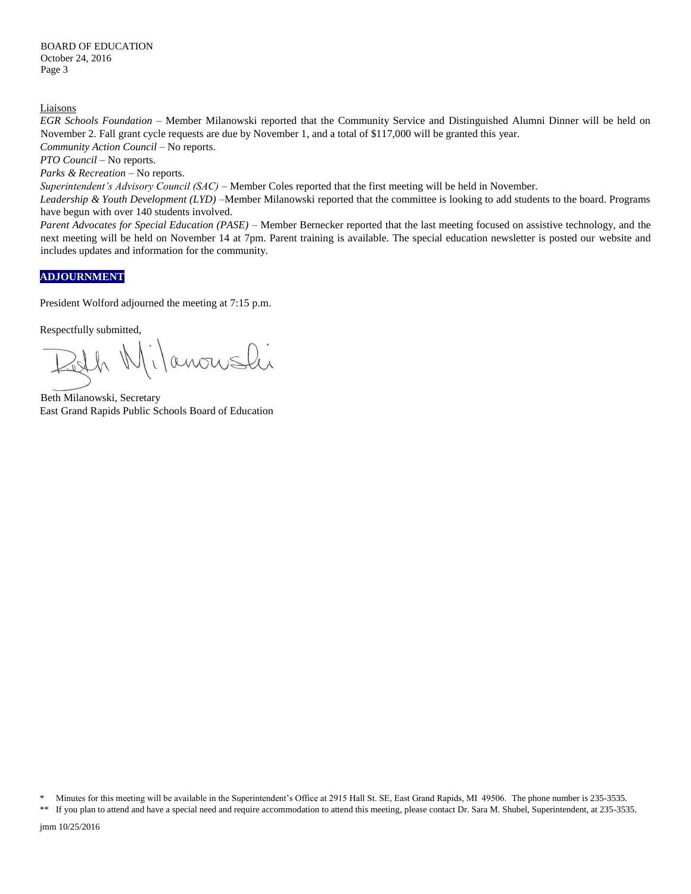Liaisons

*EGR Schools Foundation* – Member Milanowski reported that the Community Service and Distinguished Alumni Dinner will be held on November 2. Fall grant cycle requests are due by November 1, and a total of $117,000 will be granted this year.

*Community Action Council* – No reports.

*PTO Council* – No reports.

*Parks & Recreation* – No reports.

*Superintendent's Advisory Council (SAC)* – Member Coles reported that the first meeting will be held in November.

*Leadership & Youth Development (LYD)* –Member Milanowski reported that the committee is looking to add students to the board. Programs have begun with over 140 students involved.

*Parent Advocates for Special Education (PASE)* – Member Bernecker reported that the last meeting focused on assistive technology, and the next meeting will be held on November 14 at 7pm. Parent training is available. The special education newsletter is posted our website and includes updates and information for the community.

## ADJOURNMENT

President Wolford adjourned the meeting at 7:15 p.m.

Respectfully submitted,

Beth Milanowski

Beth Milanowski, Secretary
East Grand Rapids Public Schools Board of Education

\* Minutes for this meeting will be available in the Superintendent's Office at 2915 Hall St. SE, East Grand Rapids, MI 49506. The phone number is 235-3535.

\*\* If you plan to attend and have a special need and require accommodation to attend this meeting, please contact Dr. Sara M. Shubel, Superintendent, at 235-3535.

jmm 10/25/2016